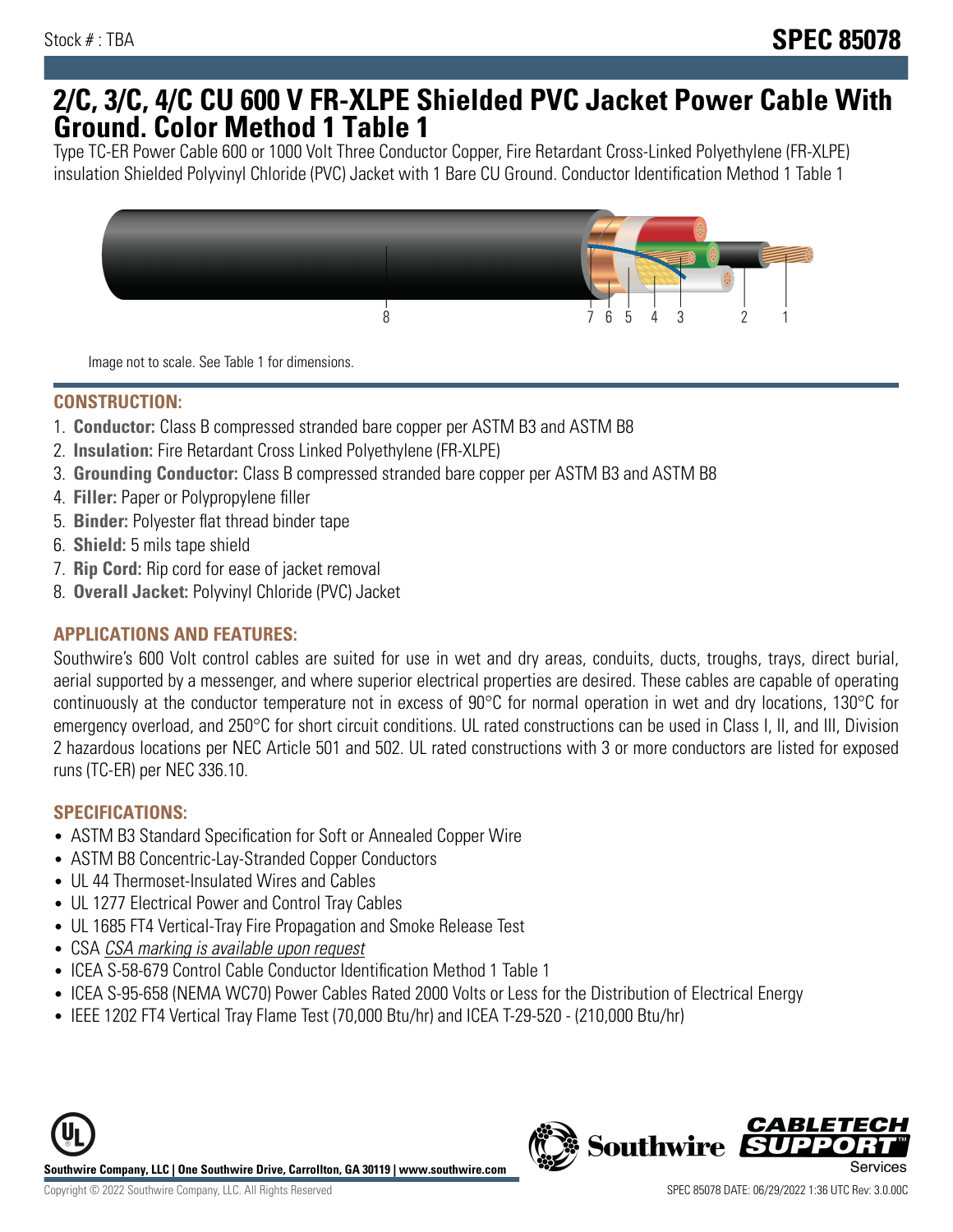Stock # : TBA

# SPEC 85078

# 2/C, 3/C, 4/C CU 600 V FR-XLPE Shielded PVC Jacket Power Cable With Ground. Color Method 1 Table 1

Type TC-ER Power Cable 600 or 1000 Volt Three Conductor Copper, Fire Retardant Cross-Linked Polyethylene (FR-XLPE) insulation Shielded Polyvinyl Chloride (PVC) Jacket with 1 Bare CU Ground. Conductor Identification Method 1 Table 1

8 7 6 5 4 3 2 1

Image not to scale. See Table 1 for dimensions.

## CONSTRUCTION:

1. **Conductor:** Class B compressed stranded bare copper per ASTM B3 and ASTM B8
2. **Insulation:** Fire Retardant Cross Linked Polyethylene (FR-XLPE)
3. **Grounding Conductor:** Class B compressed stranded bare copper per ASTM B3 and ASTM B8
4. **Filler:** Paper or Polypropylene filler
5. **Binder:** Polyester flat thread binder tape
6. **Shield:** 5 mils tape shield
7. **Rip Cord:** Rip cord for ease of jacket removal
8. **Overall Jacket:** Polyvinyl Chloride (PVC) Jacket

## APPLICATIONS AND FEATURES:

Southwire's 600 Volt control cables are suited for use in wet and dry areas, conduits, ducts, troughs, trays, direct burial, aerial supported by a messenger, and where superior electrical properties are desired. These cables are capable of operating continuously at the conductor temperature not in excess of 90°C for normal operation in wet and dry locations, 130°C for emergency overload, and 250°C for short circuit conditions. UL rated constructions can be used in Class I, II, and III, Division 2 hazardous locations per NEC Article 501 and 502. UL rated constructions with 3 or more conductors are listed for exposed runs (TC-ER) per NEC 336.10.

## SPECIFICATIONS:

- ASTM B3 Standard Specification for Soft or Annealed Copper Wire
- ASTM B8 Concentric-Lay-Stranded Copper Conductors
- UL 44 Thermoset-Insulated Wires and Cables
- UL 1277 Electrical Power and Control Tray Cables
- UL 1685 FT4 Vertical-Tray Fire Propagation and Smoke Release Test
- CSA *CSA marking is available upon request*
- ICEA S-58-679 Control Cable Conductor Identification Method 1 Table 1
- ICEA S-95-658 (NEMA WC70) Power Cables Rated 2000 Volts or Less for the Distribution of Electrical Energy
- IEEE 1202 FT4 Vertical Tray Flame Test (70,000 Btu/hr) and ICEA T-29-520 - (210,000 Btu/hr)

**Southwire Company, LLC | One Southwire Drive, Carrollton, GA 30119 | www.southwire.com**

Copyright © 2022 Southwire Company, LLC. All Rights Reserved

SPEC 85078 DATE: 06/29/2022 1:36 UTC Rev: 3.0.00C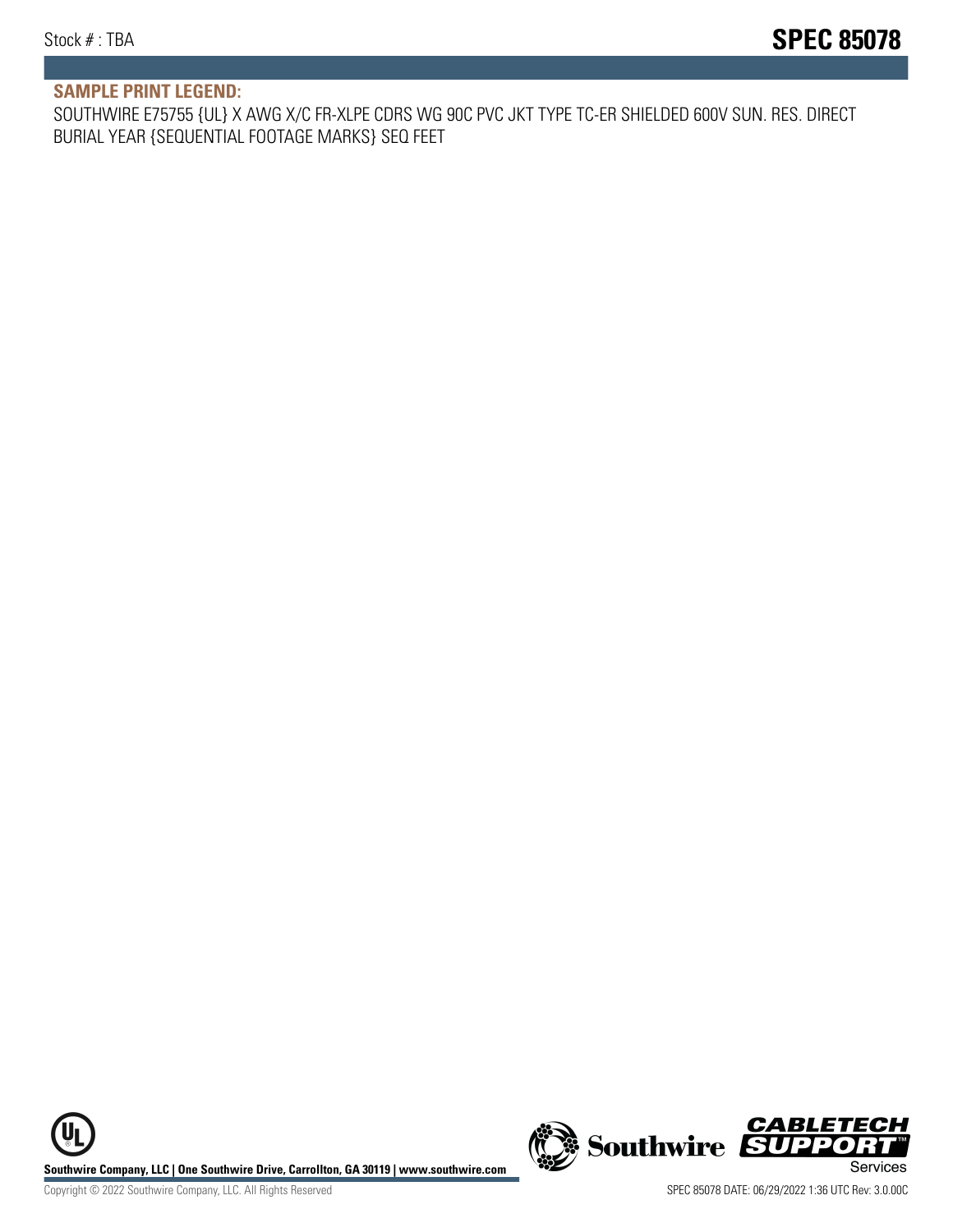## SAMPLE PRINT LEGEND:

SOUTHWIRE E75755 {UL} X AWG X/C FR-XLPE CDRS WG 90C PVC JKT TYPE TC-ER SHIELDED 600V SUN. RES. DIRECT BURIAL YEAR {SEQUENTIAL FOOTAGE MARKS} SEQ FEET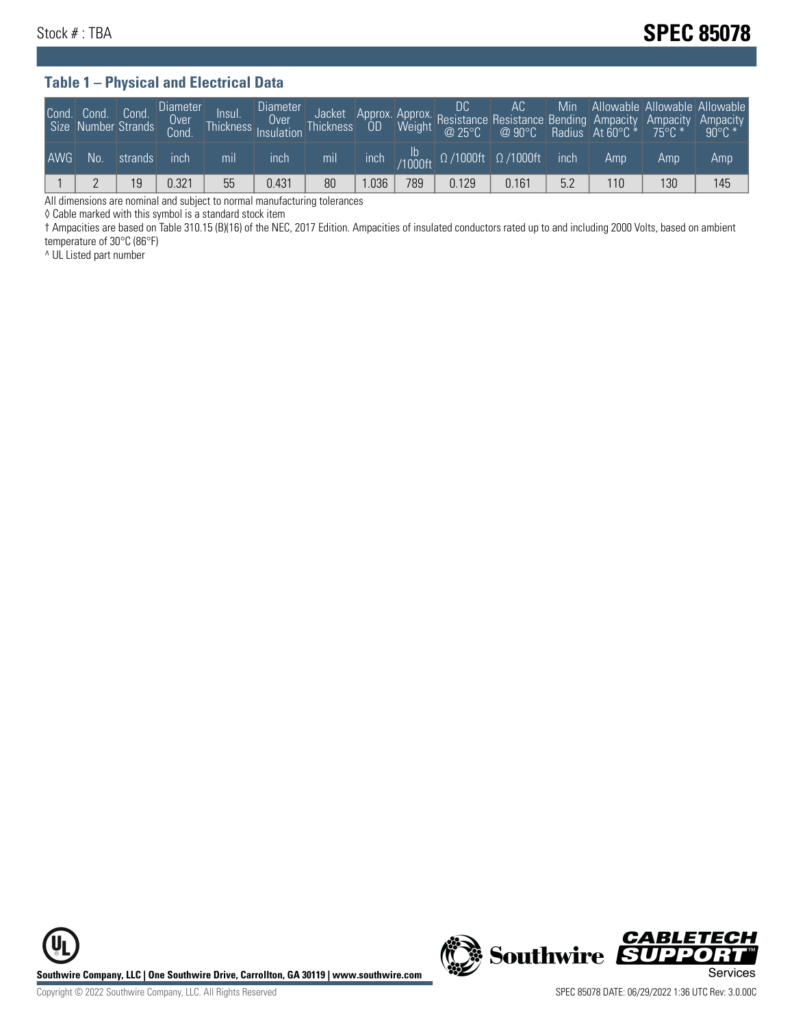### Table 1 – Physical and Electrical Data

| Cond. Size | Cond. Number | Cond. Strands | Diameter Over Cond. | Insul. Thickness | Diameter Over Insulation | Jacket Thickness | Approx. OD | Approx. Weight | DC Resistance @ 25°C | AC Resistance @ 90°C | Min Bending Radius | Allowable Ampacity At 60°C * | Allowable Ampacity 75°C * | Allowable Ampacity 90°C * |
|---|---|---|---|---|---|---|---|---|---|---|---|---|---|---|
| AWG | No. | strands | inch | mil | inch | mil | inch | lb /1000ft | Ω /1000ft | Ω /1000ft | inch | Amp | Amp | Amp |
| 1 | 2 | 19 | 0.321 | 55 | 0.431 | 80 | 1.036 | 789 | 0.129 | 0.161 | 5.2 | 110 | 130 | 145 |

All dimensions are nominal and subject to normal manufacturing tolerances

◊ Cable marked with this symbol is a standard stock item

† Ampacities are based on Table 310.15 (B)(16) of the NEC, 2017 Edition. Ampacities of insulated conductors rated up to and including 2000 Volts, based on ambient temperature of 30°C (86°F)

^ UL Listed part number